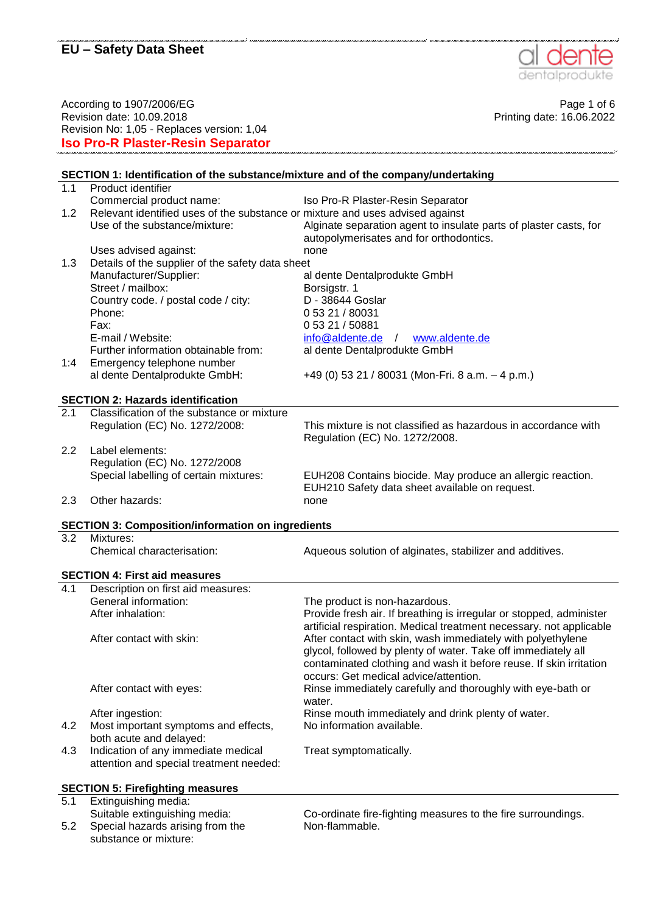# EU – Safety Data Sheet

According to 1907/2006/EG
Revision date: 10.09.2018
Revision No: 1,05 - Replaces version: 1,04

Printing date: 16.06.2022

**Iso Pro-R Plaster-Resin Separator**

## SECTION 1: Identification of the substance/mixture and of the company/undertaking

| | | |
|---|---|---|
| 1.1 | Product identifier | |
| | Commercial product name: | Iso Pro-R Plaster-Resin Separator |
| 1.2 | Relevant identified uses of the substance or mixture and uses advised against | |
| | Use of the substance/mixture: | Alginate separation agent to insulate parts of plaster casts, for autopolymerisates and for orthodontics. |
| | Uses advised against: | none |
| 1.3 | Details of the supplier of the safety data sheet | |
| | Manufacturer/Supplier: | al dente Dentalprodukte GmbH |
| | Street / mailbox: | Borsigstr. 1 |
| | Country code. / postal code / city: | D - 38644 Goslar |
| | Phone: | 0 53 21 / 80031 |
| | Fax: | 0 53 21 / 50881 |
| | E-mail / Website: | info@aldente.de / www.aldente.de |
| | Further information obtainable from: | al dente Dentalprodukte GmbH |
| 1:4 | Emergency telephone number | |
| | al dente Dentalprodukte GmbH: | +49 (0) 53 21 / 80031 (Mon-Fri. 8 a.m. – 4 p.m.) |

## SECTION 2: Hazards identification

| | | |
|---|---|---|
| 2.1 | Classification of the substance or mixture | |
| | Regulation (EC) No. 1272/2008: | This mixture is not classified as hazardous in accordance with Regulation (EC) No. 1272/2008. |
| 2.2 | Label elements: | |
| | Regulation (EC) No. 1272/2008 | |
| | Special labelling of certain mixtures: | EUH208 Contains biocide. May produce an allergic reaction. EUH210 Safety data sheet available on request. |
| 2.3 | Other hazards: | none |

## SECTION 3: Composition/information on ingredients

| | | |
|---|---|---|
| 3.2 | Mixtures: | |
| | Chemical characterisation: | Aqueous solution of alginates, stabilizer and additives. |

## SECTION 4: First aid measures

| | | |
|---|---|---|
| 4.1 | Description on first aid measures: | |
| | General information: | The product is non-hazardous. |
| | After inhalation: | Provide fresh air. If breathing is irregular or stopped, administer artificial respiration. Medical treatment necessary. not applicable |
| | After contact with skin: | After contact with skin, wash immediately with polyethylene glycol, followed by plenty of water. Take off immediately all contaminated clothing and wash it before reuse. If skin irritation occurs: Get medical advice/attention. |
| | After contact with eyes: | Rinse immediately carefully and thoroughly with eye-bath or water. |
| | After ingestion: | Rinse mouth immediately and drink plenty of water. |
| 4.2 | Most important symptoms and effects, both acute and delayed: | No information available. |
| 4.3 | Indication of any immediate medical attention and special treatment needed: | Treat symptomatically. |

## SECTION 5: Firefighting measures

| | | |
|---|---|---|
| 5.1 | Extinguishing media: | |
| | Suitable extinguishing media: | Co-ordinate fire-fighting measures to the fire surroundings. |
| 5.2 | Special hazards arising from the substance or mixture: | Non-flammable. |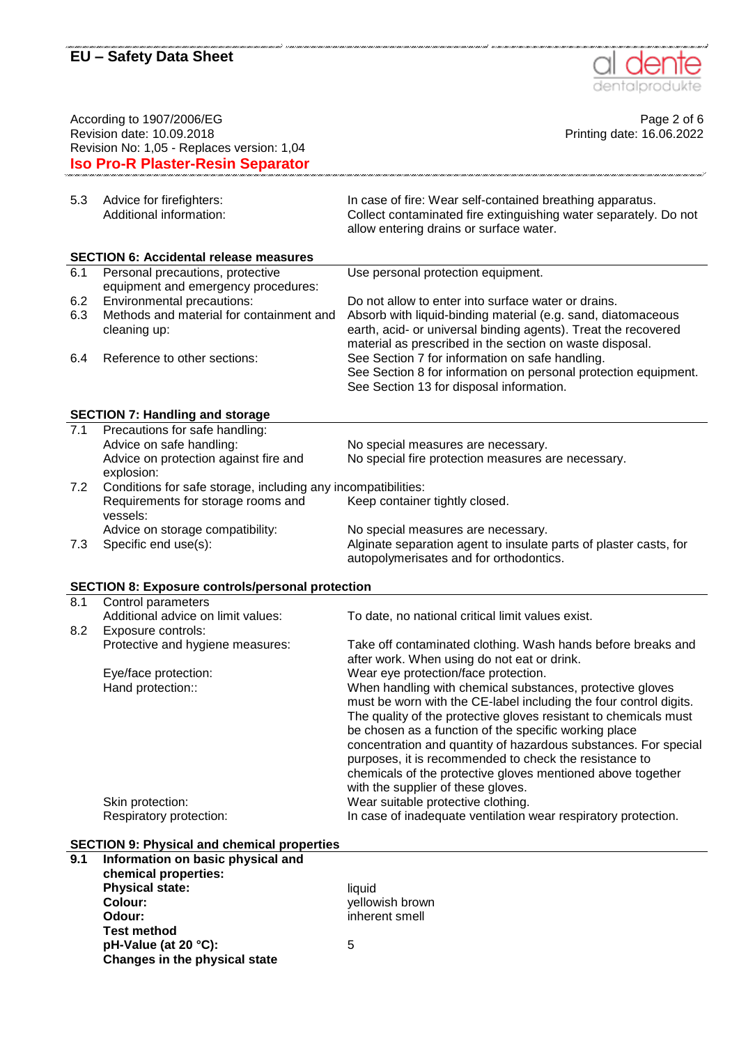| | | |
|---|---|---|
| 5.3 | Advice for firefighters: | In case of fire: Wear self-contained breathing apparatus. |
| | Additional information: | Collect contaminated fire extinguishing water separately. Do not allow entering drains or surface water. |

## SECTION 6: Accidental release measures

| | | |
|---|---|---|
| 6.1 | Personal precautions, protective equipment and emergency procedures: | Use personal protection equipment. |
| 6.2 | Environmental precautions: | Do not allow to enter into surface water or drains. |
| 6.3 | Methods and material for containment and cleaning up: | Absorb with liquid-binding material (e.g. sand, diatomaceous earth, acid- or universal binding agents). Treat the recovered material as prescribed in the section on waste disposal. |
| 6.4 | Reference to other sections: | See Section 7 for information on safe handling. See Section 8 for information on personal protection equipment. See Section 13 for disposal information. |

## SECTION 7: Handling and storage

| | | |
|---|---|---|
| 7.1 | Precautions for safe handling: | |
| | Advice on safe handling: | No special measures are necessary. |
| | Advice on protection against fire and explosion: | No special fire protection measures are necessary. |
| 7.2 | Conditions for safe storage, including any incompatibilities: | |
| | Requirements for storage rooms and vessels: | Keep container tightly closed. |
| | Advice on storage compatibility: | No special measures are necessary. |
| 7.3 | Specific end use(s): | Alginate separation agent to insulate parts of plaster casts, for autopolymerisates and for orthodontics. |

## SECTION 8: Exposure controls/personal protection

| | | |
|---|---|---|
| 8.1 | Control parameters | |
| | Additional advice on limit values: | To date, no national critical limit values exist. |
| 8.2 | Exposure controls: | |
| | Protective and hygiene measures: | Take off contaminated clothing. Wash hands before breaks and after work. When using do not eat or drink. |
| | Eye/face protection: | Wear eye protection/face protection. |
| | Hand protection:: | When handling with chemical substances, protective gloves must be worn with the CE-label including the four control digits. The quality of the protective gloves resistant to chemicals must be chosen as a function of the specific working place concentration and quantity of hazardous substances. For special purposes, it is recommended to check the resistance to chemicals of the protective gloves mentioned above together with the supplier of these gloves. |
| | Skin protection: | Wear suitable protective clothing. |
| | Respiratory protection: | In case of inadequate ventilation wear respiratory protection. |

## SECTION 9: Physical and chemical properties

| | | |
|---|---|---|
| **9.1** | **Information on basic physical and chemical properties:** | |
| | **Physical state:** | liquid |
| | **Colour:** | yellowish brown |
| | **Odour:** | inherent smell |
| | **Test method** | |
| | **pH-Value (at 20 °C):** | 5 |
| | **Changes in the physical state** | |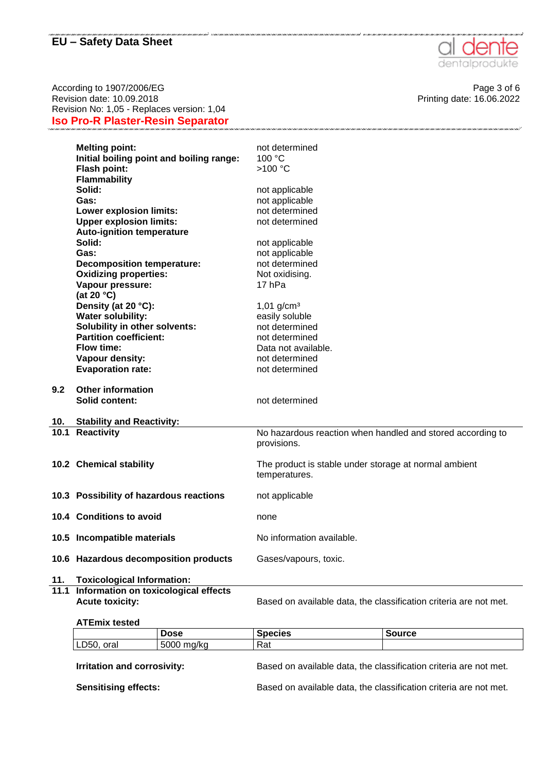| | |
|---|---|
| **Melting point:** | not determined |
| **Initial boiling point and boiling range:** | 100 °C |
| **Flash point:** | >100 °C |
| **Flammability** | |
| **Solid:** | not applicable |
| **Gas:** | not applicable |
| **Lower explosion limits:** | not determined |
| **Upper explosion limits:** | not determined |
| **Auto-ignition temperature** | |
| **Solid:** | not applicable |
| **Gas:** | not applicable |
| **Decomposition temperature:** | not determined |
| **Oxidizing properties:** | Not oxidising. |
| **Vapour pressure:** (at 20 °C) | 17 hPa |
| **Density (at 20 °C):** | 1,01 g/cm³ |
| **Water solubility:** | easily soluble |
| **Solubility in other solvents:** | not determined |
| **Partition coefficient:** | not determined |
| **Flow time:** | Data not available. |
| **Vapour density:** | not determined |
| **Evaporation rate:** | not determined |

**9.2 Other information**

| | |
|---|---|
| **Solid content:** | not determined |

## 10. Stability and Reactivity:

| | |
|---|---|
| **10.1 Reactivity** | No hazardous reaction when handled and stored according to provisions. |
| **10.2 Chemical stability** | The product is stable under storage at normal ambient temperatures. |
| **10.3 Possibility of hazardous reactions** | not applicable |
| **10.4 Conditions to avoid** | none |
| **10.5 Incompatible materials** | No information available. |
| **10.6 Hazardous decomposition products** | Gases/vapours, toxic. |

## 11. Toxicological Information:

**11.1 Information on toxicological effects**

**Acute toxicity:** Based on available data, the classification criteria are not met.

**ATEmix tested**

| | Dose | Species | Source |
|---|---|---|---|
| LD50, oral | 5000 mg/kg | Rat | |

**Irritation and corrosivity:** Based on available data, the classification criteria are not met.

**Sensitising effects:** Based on available data, the classification criteria are not met.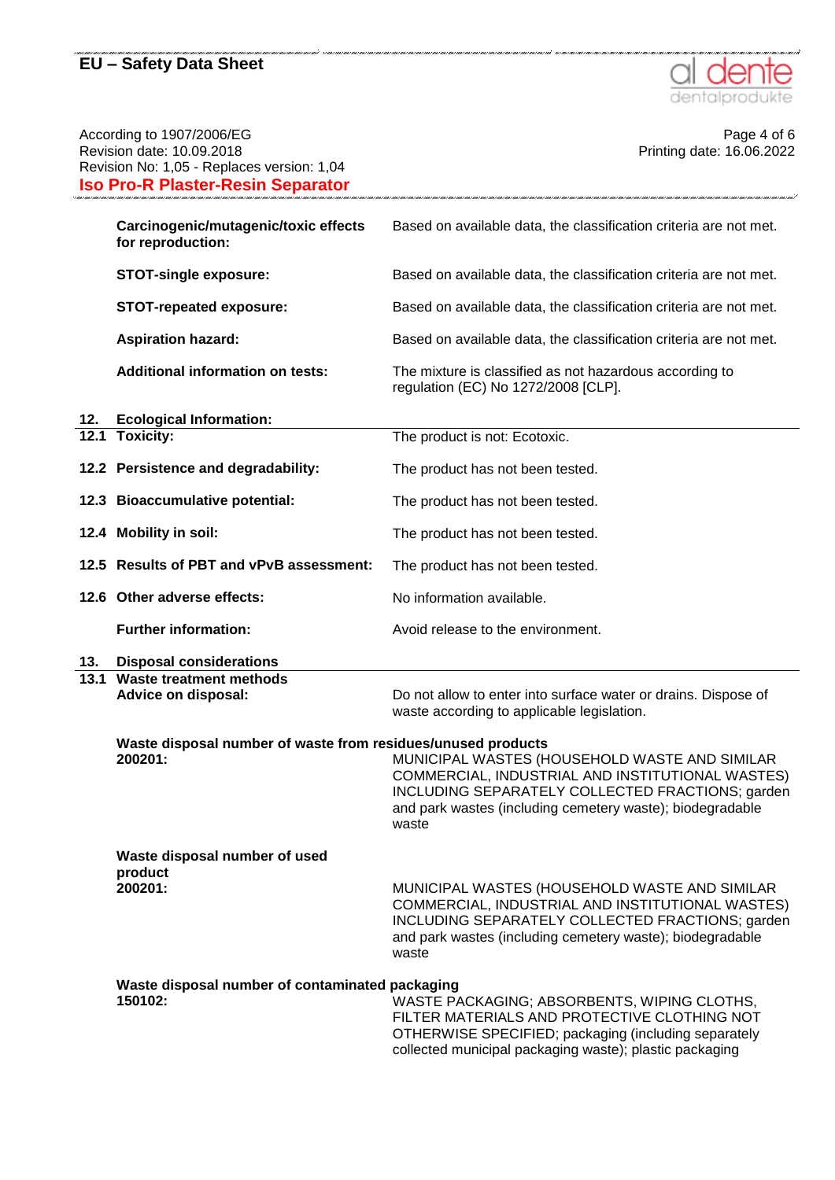| | |
|---|---|
| **Carcinogenic/mutagenic/toxic effects for reproduction:** | Based on available data, the classification criteria are not met. |
| **STOT-single exposure:** | Based on available data, the classification criteria are not met. |
| **STOT-repeated exposure:** | Based on available data, the classification criteria are not met. |
| **Aspiration hazard:** | Based on available data, the classification criteria are not met. |
| **Additional information on tests:** | The mixture is classified as not hazardous according to regulation (EC) No 1272/2008 [CLP]. |

## 12. Ecological Information:

| | |
|---|---|
| **12.1 Toxicity:** | The product is not: Ecotoxic. |
| **12.2 Persistence and degradability:** | The product has not been tested. |
| **12.3 Bioaccumulative potential:** | The product has not been tested. |
| **12.4 Mobility in soil:** | The product has not been tested. |
| **12.5 Results of PBT and vPvB assessment:** | The product has not been tested. |
| **12.6 Other adverse effects:** | No information available. |
| **Further information:** | Avoid release to the environment. |

## 13. Disposal considerations

### 13.1 Waste treatment methods

| | |
|---|---|
| **Advice on disposal:** | Do not allow to enter into surface water or drains. Dispose of waste according to applicable legislation. |

**Waste disposal number of waste from residues/unused products**

| | |
|---|---|
| **200201:** | MUNICIPAL WASTES (HOUSEHOLD WASTE AND SIMILAR COMMERCIAL, INDUSTRIAL AND INSTITUTIONAL WASTES) INCLUDING SEPARATELY COLLECTED FRACTIONS; garden and park wastes (including cemetery waste); biodegradable waste |

**Waste disposal number of used product**

| | |
|---|---|
| **200201:** | MUNICIPAL WASTES (HOUSEHOLD WASTE AND SIMILAR COMMERCIAL, INDUSTRIAL AND INSTITUTIONAL WASTES) INCLUDING SEPARATELY COLLECTED FRACTIONS; garden and park wastes (including cemetery waste); biodegradable waste |

**Waste disposal number of contaminated packaging**

| | |
|---|---|
| **150102:** | WASTE PACKAGING; ABSORBENTS, WIPING CLOTHS, FILTER MATERIALS AND PROTECTIVE CLOTHING NOT OTHERWISE SPECIFIED; packaging (including separately collected municipal packaging waste); plastic packaging |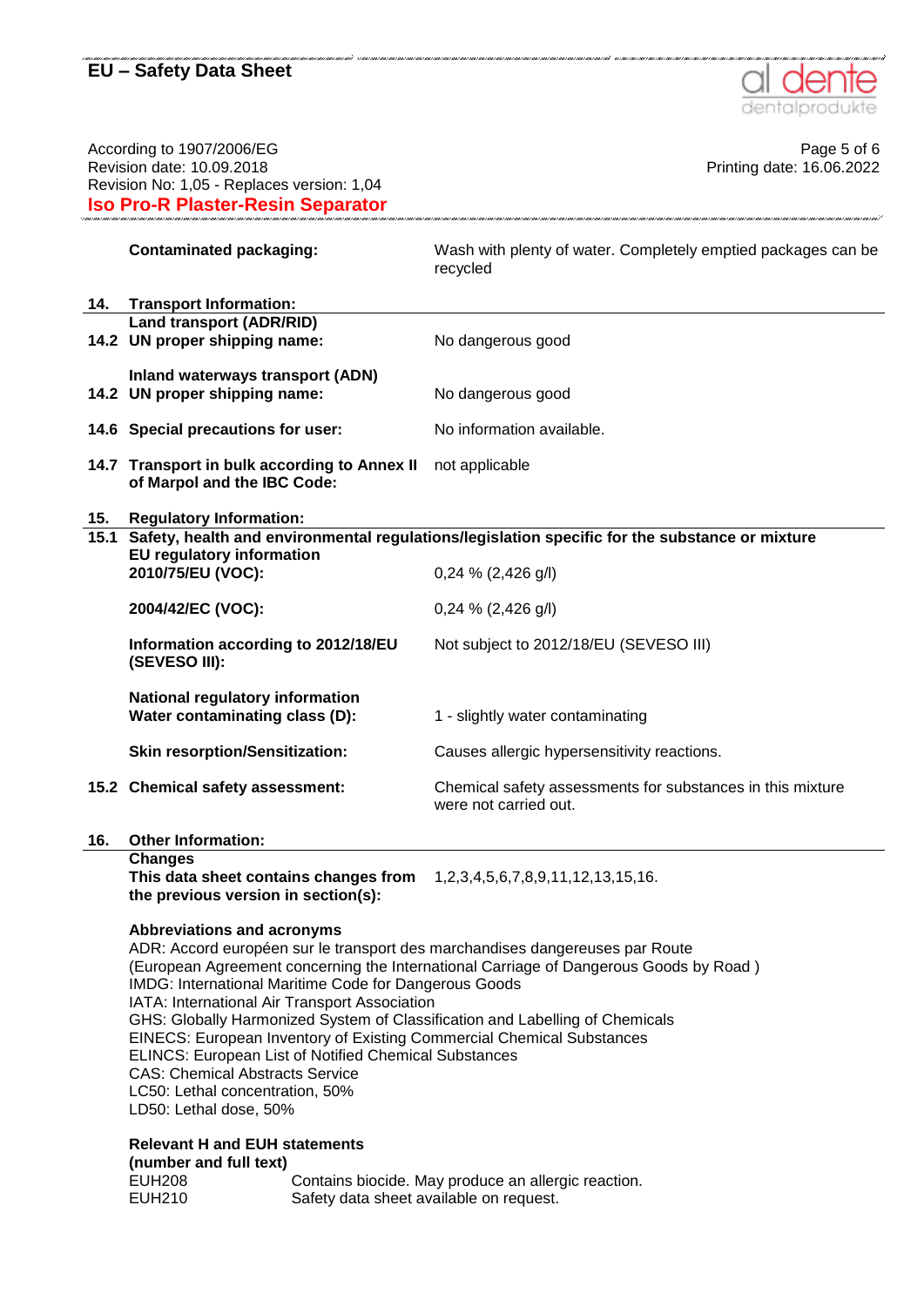**Contaminated packaging:** Wash with plenty of water. Completely emptied packages can be recycled

## 14. Transport Information:

**Land transport (ADR/RID)**

| | |
|---|---|
| **14.2 UN proper shipping name:** | No dangerous good |

**Inland waterways transport (ADN)**

| | |
|---|---|
| **14.2 UN proper shipping name:** | No dangerous good |
| **14.6 Special precautions for user:** | No information available. |
| **14.7 Transport in bulk according to Annex II of Marpol and the IBC Code:** | not applicable |

## 15. Regulatory Information:

**15.1 Safety, health and environmental regulations/legislation specific for the substance or mixture**

**EU regulatory information**

| | |
|---|---|
| **2010/75/EU (VOC):** | 0,24 % (2,426 g/l) |
| **2004/42/EC (VOC):** | 0,24 % (2,426 g/l) |
| **Information according to 2012/18/EU (SEVESO III):** | Not subject to 2012/18/EU (SEVESO III) |

**National regulatory information**

| | |
|---|---|
| **Water contaminating class (D):** | 1 - slightly water contaminating |
| **Skin resorption/Sensitization:** | Causes allergic hypersensitivity reactions. |
| **15.2 Chemical safety assessment:** | Chemical safety assessments for substances in this mixture were not carried out. |

## 16. Other Information:

**Changes**

**This data sheet contains changes from the previous version in section(s):** 1,2,3,4,5,6,7,8,9,11,12,13,15,16.

**Abbreviations and acronyms**

ADR: Accord européen sur le transport des marchandises dangereuses par Route (European Agreement concerning the International Carriage of Dangerous Goods by Road )
IMDG: International Maritime Code for Dangerous Goods
IATA: International Air Transport Association
GHS: Globally Harmonized System of Classification and Labelling of Chemicals
EINECS: European Inventory of Existing Commercial Chemical Substances
ELINCS: European List of Notified Chemical Substances
CAS: Chemical Abstracts Service
LC50: Lethal concentration, 50%
LD50: Lethal dose, 50%

**Relevant H and EUH statements (number and full text)**

| | |
|---|---|
| EUH208 | Contains biocide. May produce an allergic reaction. |
| EUH210 | Safety data sheet available on request. |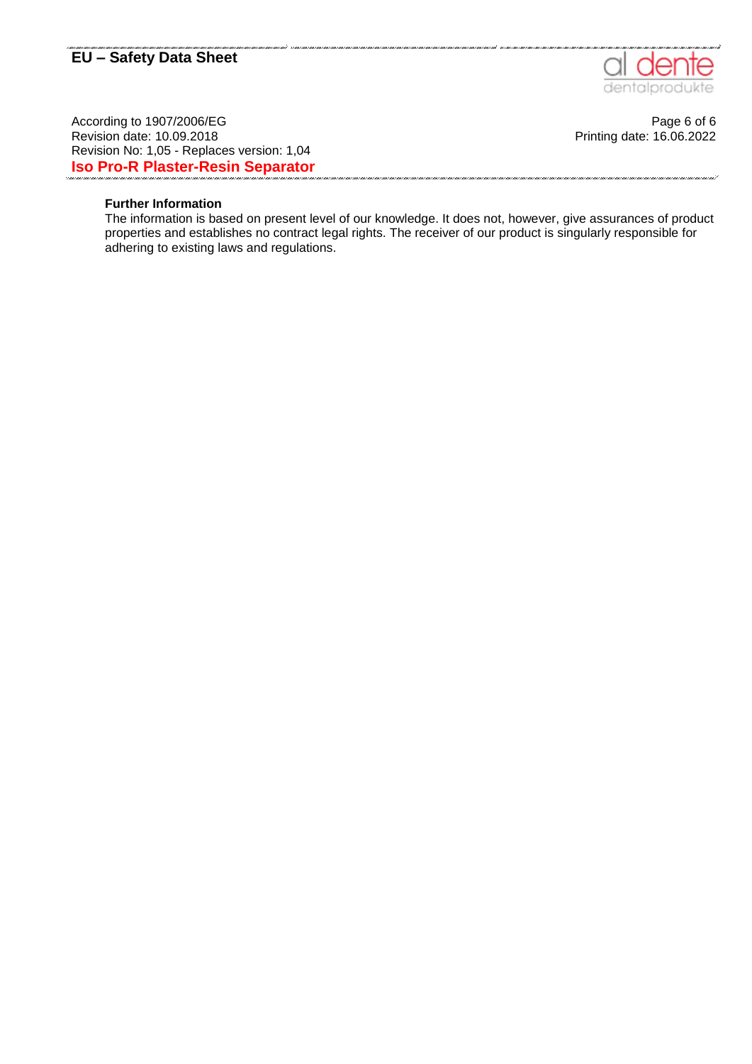### Further Information

The information is based on present level of our knowledge. It does not, however, give assurances of product properties and establishes no contract legal rights. The receiver of our product is singularly responsible for adhering to existing laws and regulations.